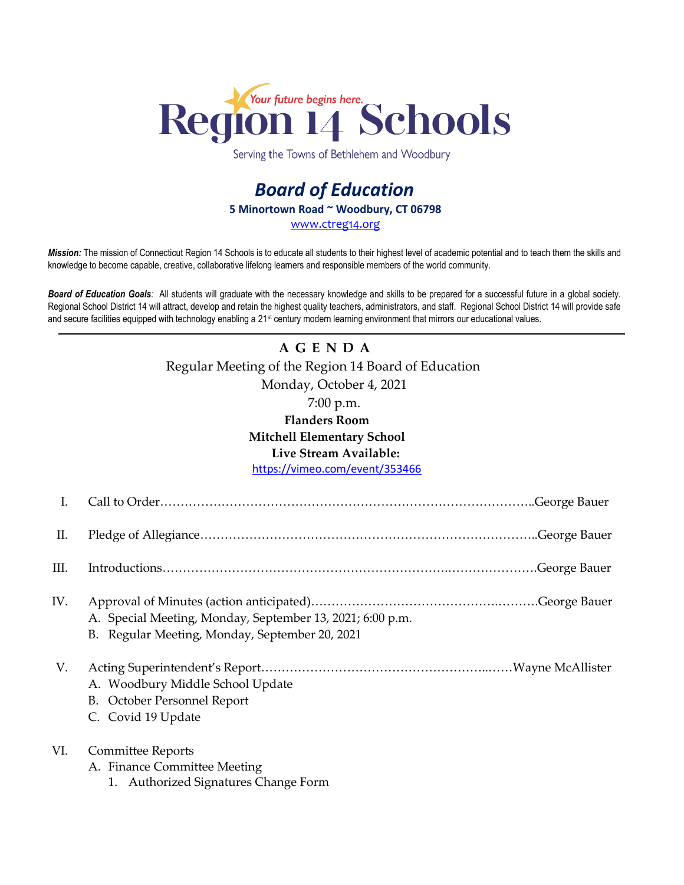Your future begins here.

# Region 14 Schools

Serving the Towns of Bethlehem and Woodbury

## *Board of Education*

**5 Minortown Road ~ Woodbury, CT 06798**

www.ctreg14.org

***Mission:*** The mission of Connecticut Region 14 Schools is to educate all students to their highest level of academic potential and to teach them the skills and knowledge to become capable, creative, collaborative lifelong learners and responsible members of the world community.

***Board of Education Goals:*** All students will graduate with the necessary knowledge and skills to be prepared for a successful future in a global society. Regional School District 14 will attract, develop and retain the highest quality teachers, administrators, and staff. Regional School District 14 will provide safe and secure facilities equipped with technology enabling a 21st century modern learning environment that mirrors our educational values.

---

**A G E N D A**

Regular Meeting of the Region 14 Board of Education
Monday, October 4, 2021
7:00 p.m.
**Flanders Room**
**Mitchell Elementary School**
**Live Stream Available:**
https://vimeo.com/event/353466

I. Call to Order……………………………………………………………………………..George Bauer

II. Pledge of Allegiance………………………………………………………………………..George Bauer

III. Introductions……………………………………………………….………………….George Bauer

IV. Approval of Minutes (action anticipated)……………………………………….……….George Bauer
   A. Special Meeting, Monday, September 13, 2021; 6:00 p.m.
   B. Regular Meeting, Monday, September 20, 2021

V. Acting Superintendent's Report……………………………………………...……Wayne McAllister
   A. Woodbury Middle School Update
   B. October Personnel Report
   C. Covid 19 Update

VI. Committee Reports
   A. Finance Committee Meeting
      1. Authorized Signatures Change Form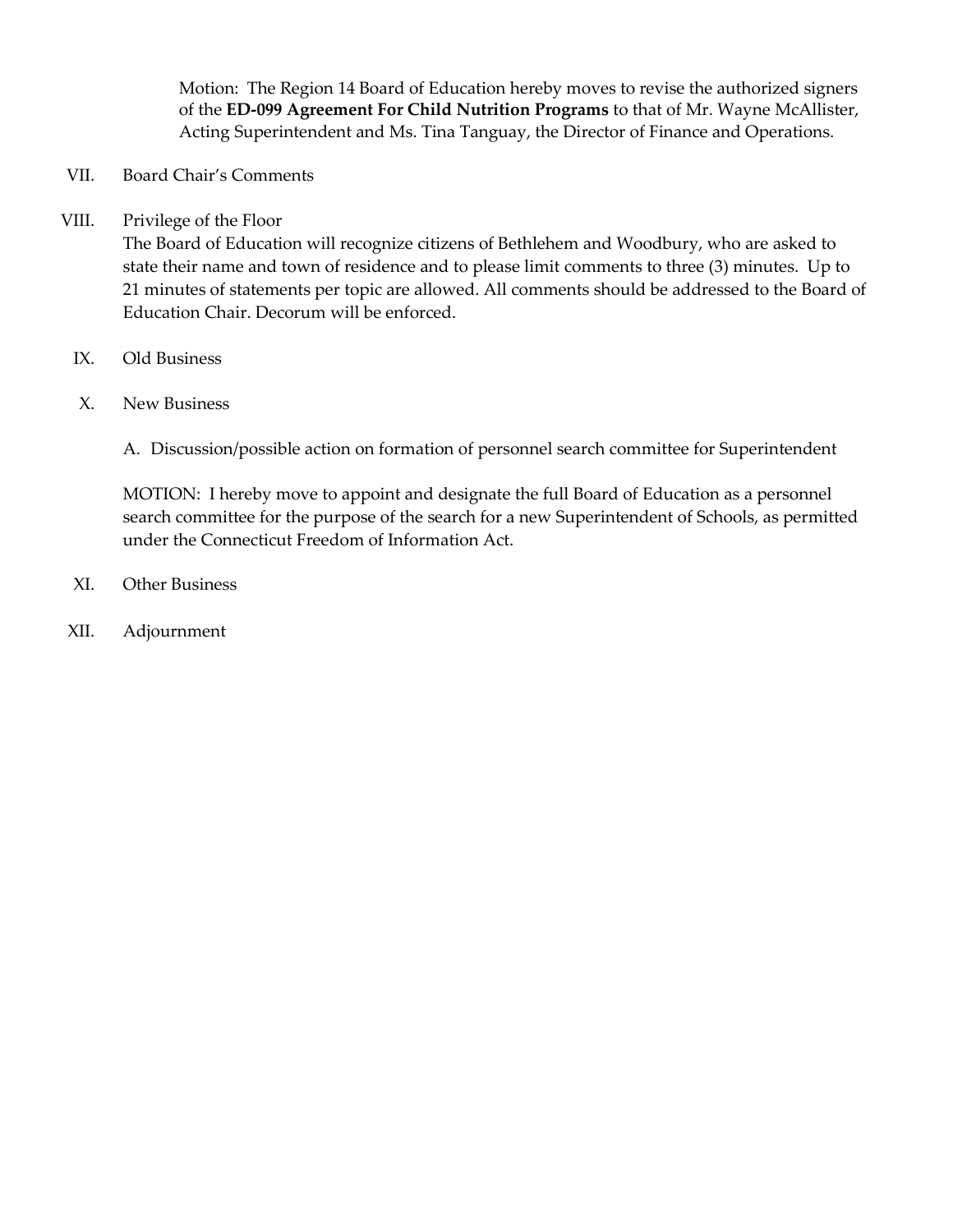Motion: The Region 14 Board of Education hereby moves to revise the authorized signers of the **ED-099 Agreement For Child Nutrition Programs** to that of Mr. Wayne McAllister, Acting Superintendent and Ms. Tina Tanguay, the Director of Finance and Operations.

VII. Board Chair's Comments

VIII. Privilege of the Floor

The Board of Education will recognize citizens of Bethlehem and Woodbury, who are asked to state their name and town of residence and to please limit comments to three (3) minutes. Up to 21 minutes of statements per topic are allowed. All comments should be addressed to the Board of Education Chair. Decorum will be enforced.

IX. Old Business

X. New Business

A. Discussion/possible action on formation of personnel search committee for Superintendent

MOTION: I hereby move to appoint and designate the full Board of Education as a personnel search committee for the purpose of the search for a new Superintendent of Schools, as permitted under the Connecticut Freedom of Information Act.

XI. Other Business

XII. Adjournment